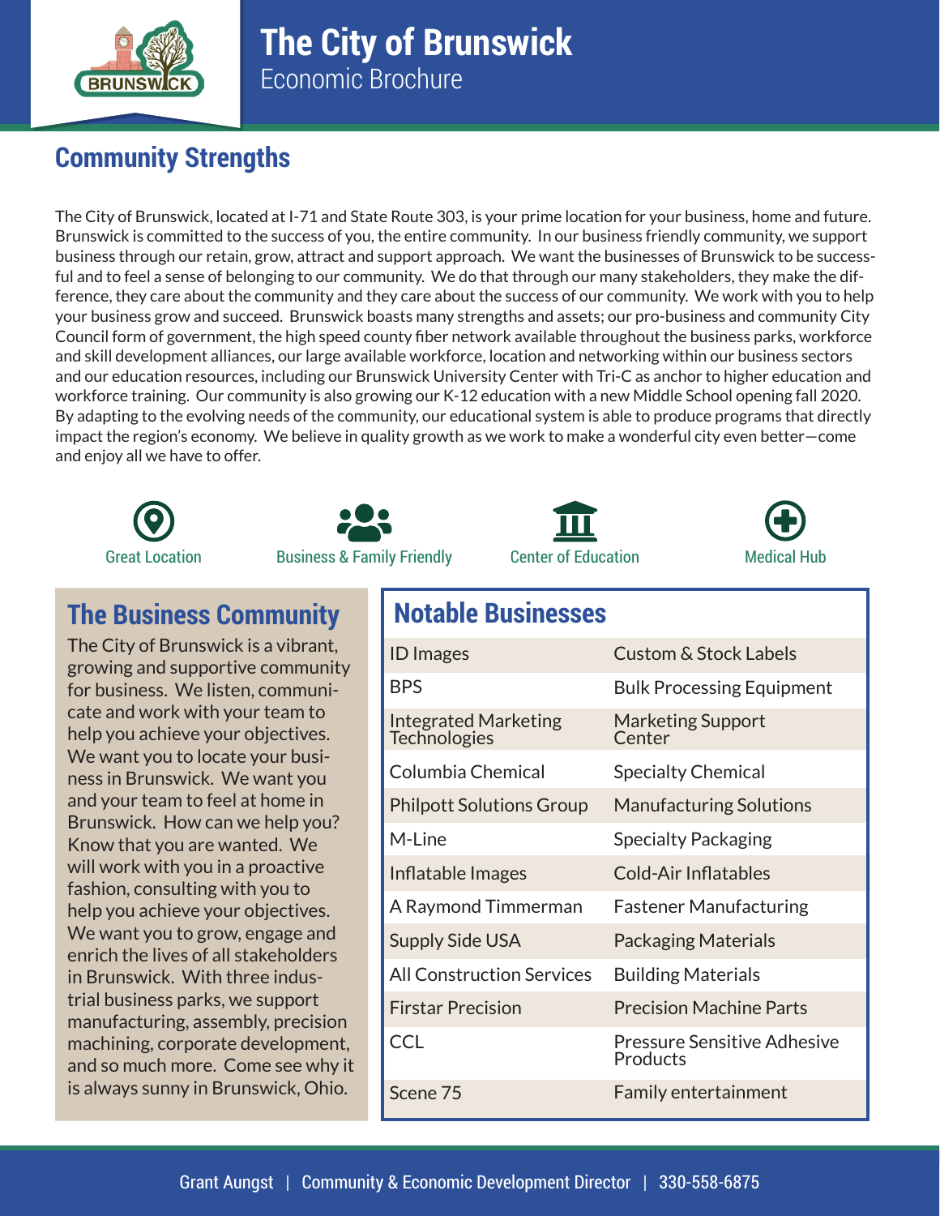# The City of Brunswick

Economic Brochure

## Community Strengths

The City of Brunswick, located at I-71 and State Route 303, is your prime location for your business, home and future. Brunswick is committed to the success of you, the entire community. In our business friendly community, we support business through our retain, grow, attract and support approach. We want the businesses of Brunswick to be successful and to feel a sense of belonging to our community. We do that through our many stakeholders, they make the difference, they care about the community and they care about the success of our community. We work with you to help your business grow and succeed. Brunswick boasts many strengths and assets; our pro-business and community City Council form of government, the high speed county fiber network available throughout the business parks, workforce and skill development alliances, our large available workforce, location and networking within our business sectors and our education resources, including our Brunswick University Center with Tri-C as anchor to higher education and workforce training. Our community is also growing our K-12 education with a new Middle School opening fall 2020. By adapting to the evolving needs of the community, our educational system is able to produce programs that directly impact the region's economy. We believe in quality growth as we work to make a wonderful city even better—come and enjoy all we have to offer.

Great Location | Business & Family Friendly | Center of Education | Medical Hub

## The Business Community

The City of Brunswick is a vibrant, growing and supportive community for business. We listen, communicate and work with your team to help you achieve your objectives. We want you to locate your business in Brunswick. We want you and your team to feel at home in Brunswick. How can we help you? Know that you are wanted. We will work with you in a proactive fashion, consulting with you to help you achieve your objectives. We want you to grow, engage and enrich the lives of all stakeholders in Brunswick. With three industrial business parks, we support manufacturing, assembly, precision machining, corporate development, and so much more. Come see why it is always sunny in Brunswick, Ohio.

## Notable Businesses

| Business | Type |
|---|---|
| ID Images | Custom & Stock Labels |
| BPS | Bulk Processing Equipment |
| Integrated Marketing Technologies | Marketing Support Center |
| Columbia Chemical | Specialty Chemical |
| Philpott Solutions Group | Manufacturing Solutions |
| M-Line | Specialty Packaging |
| Inflatable Images | Cold-Air Inflatables |
| A Raymond Timmerman | Fastener Manufacturing |
| Supply Side USA | Packaging Materials |
| All Construction Services | Building Materials |
| Firstar Precision | Precision Machine Parts |
| CCL | Pressure Sensitive Adhesive Products |
| Scene 75 | Family entertainment |

Grant Aungst | Community & Economic Development Director | 330-558-6875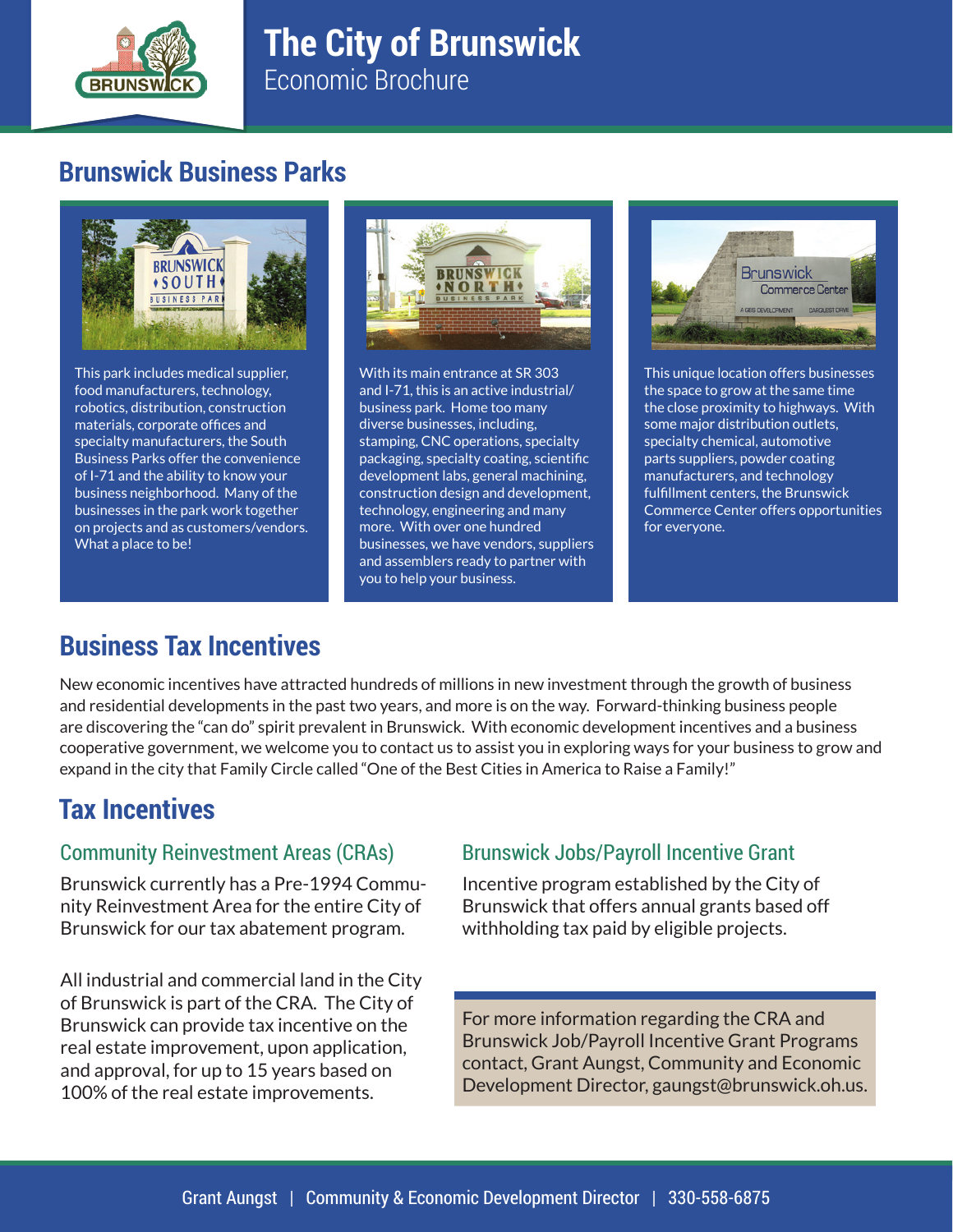# The City of Brunswick
Economic Brochure

## Brunswick Business Parks

This park includes medical supplier, food manufacturers, technology, robotics, distribution, construction materials, corporate offices and specialty manufacturers, the South Business Parks offer the convenience of I-71 and the ability to know your business neighborhood. Many of the businesses in the park work together on projects and as customers/vendors. What a place to be!

With its main entrance at SR 303 and I-71, this is an active industrial/business park. Home too many diverse businesses, including, stamping, CNC operations, specialty packaging, specialty coating, scientific development labs, general machining, construction design and development, technology, engineering and many more. With over one hundred businesses, we have vendors, suppliers and assemblers ready to partner with you to help your business.

This unique location offers businesses the space to grow at the same time the close proximity to highways. With some major distribution outlets, specialty chemical, automotive parts suppliers, powder coating manufacturers, and technology fulfillment centers, the Brunswick Commerce Center offers opportunities for everyone.

## Business Tax Incentives

New economic incentives have attracted hundreds of millions in new investment through the growth of business and residential developments in the past two years, and more is on the way. Forward-thinking business people are discovering the "can do" spirit prevalent in Brunswick. With economic development incentives and a business cooperative government, we welcome you to contact us to assist you in exploring ways for your business to grow and expand in the city that Family Circle called "One of the Best Cities in America to Raise a Family!"

## Tax Incentives

### Community Reinvestment Areas (CRAs)

Brunswick currently has a Pre-1994 Community Reinvestment Area for the entire City of Brunswick for our tax abatement program.

All industrial and commercial land in the City of Brunswick is part of the CRA. The City of Brunswick can provide tax incentive on the real estate improvement, upon application, and approval, for up to 15 years based on 100% of the real estate improvements.

### Brunswick Jobs/Payroll Incentive Grant

Incentive program established by the City of Brunswick that offers annual grants based off withholding tax paid by eligible projects.

For more information regarding the CRA and Brunswick Job/Payroll Incentive Grant Programs contact, Grant Aungst, Community and Economic Development Director, gaungst@brunswick.oh.us.

Grant Aungst | Community & Economic Development Director | 330-558-6875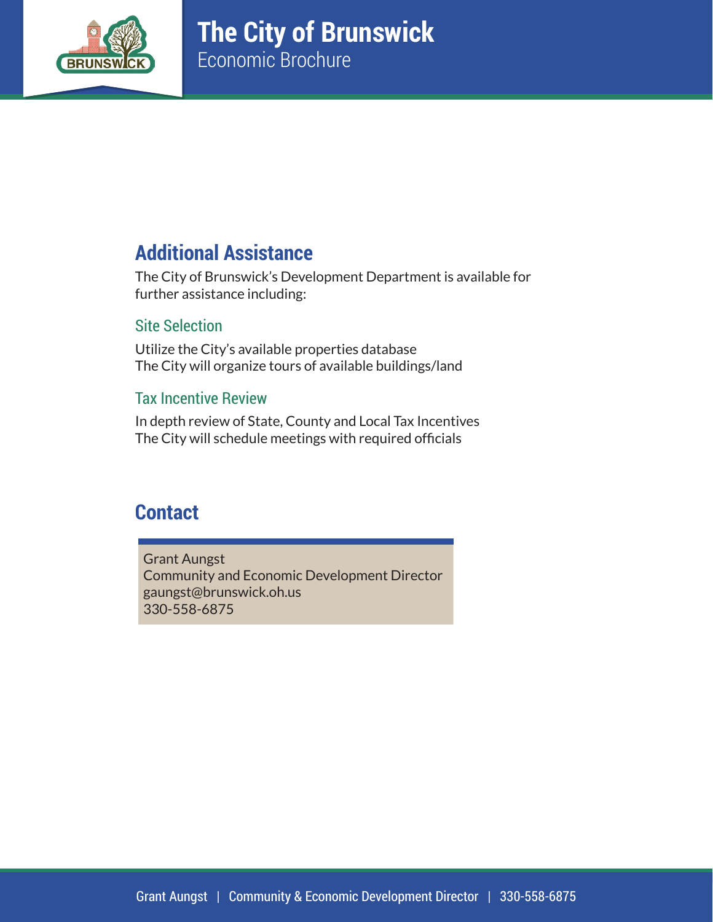## Additional Assistance

The City of Brunswick's Development Department is available for further assistance including:

### Site Selection

Utilize the City's available properties database
The City will organize tours of available buildings/land

### Tax Incentive Review

In depth review of State, County and Local Tax Incentives
The City will schedule meetings with required officials

## Contact

Grant Aungst
Community and Economic Development Director
gaungst@brunswick.oh.us
330-558-6875